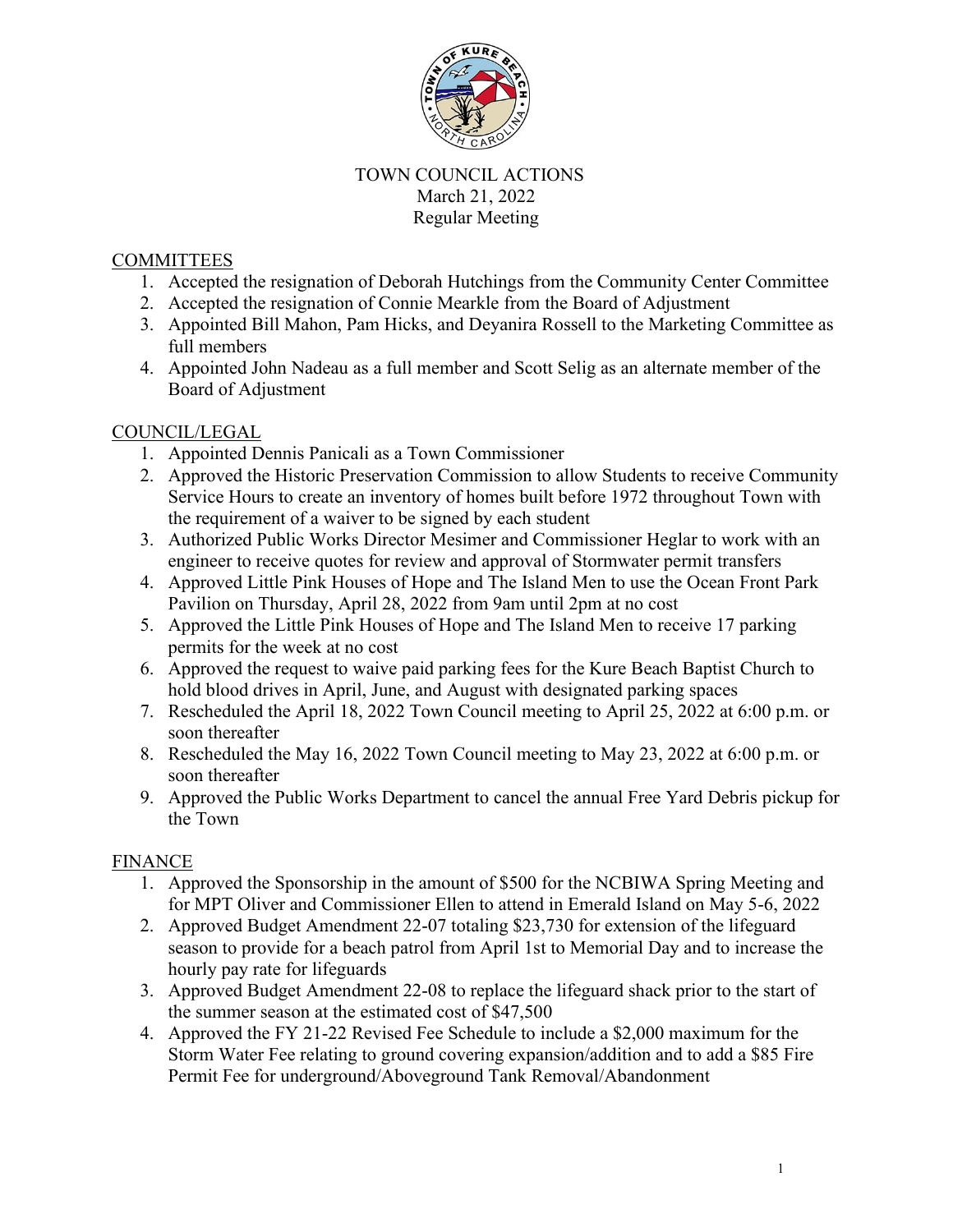# TOWN COUNCIL ACTIONS
March 21, 2022
Regular Meeting

## COMMITTEES

1. Accepted the resignation of Deborah Hutchings from the Community Center Committee
2. Accepted the resignation of Connie Mearkle from the Board of Adjustment
3. Appointed Bill Mahon, Pam Hicks, and Deyanira Rossell to the Marketing Committee as full members
4. Appointed John Nadeau as a full member and Scott Selig as an alternate member of the Board of Adjustment

## COUNCIL/LEGAL

1. Appointed Dennis Panicali as a Town Commissioner
2. Approved the Historic Preservation Commission to allow Students to receive Community Service Hours to create an inventory of homes built before 1972 throughout Town with the requirement of a waiver to be signed by each student
3. Authorized Public Works Director Mesimer and Commissioner Heglar to work with an engineer to receive quotes for review and approval of Stormwater permit transfers
4. Approved Little Pink Houses of Hope and The Island Men to use the Ocean Front Park Pavilion on Thursday, April 28, 2022 from 9am until 2pm at no cost
5. Approved the Little Pink Houses of Hope and The Island Men to receive 17 parking permits for the week at no cost
6. Approved the request to waive paid parking fees for the Kure Beach Baptist Church to hold blood drives in April, June, and August with designated parking spaces
7. Rescheduled the April 18, 2022 Town Council meeting to April 25, 2022 at 6:00 p.m. or soon thereafter
8. Rescheduled the May 16, 2022 Town Council meeting to May 23, 2022 at 6:00 p.m. or soon thereafter
9. Approved the Public Works Department to cancel the annual Free Yard Debris pickup for the Town

## FINANCE

1. Approved the Sponsorship in the amount of $500 for the NCBIWA Spring Meeting and for MPT Oliver and Commissioner Ellen to attend in Emerald Island on May 5-6, 2022
2. Approved Budget Amendment 22-07 totaling $23,730 for extension of the lifeguard season to provide for a beach patrol from April 1st to Memorial Day and to increase the hourly pay rate for lifeguards
3. Approved Budget Amendment 22-08 to replace the lifeguard shack prior to the start of the summer season at the estimated cost of $47,500
4. Approved the FY 21-22 Revised Fee Schedule to include a $2,000 maximum for the Storm Water Fee relating to ground covering expansion/addition and to add a $85 Fire Permit Fee for underground/Aboveground Tank Removal/Abandonment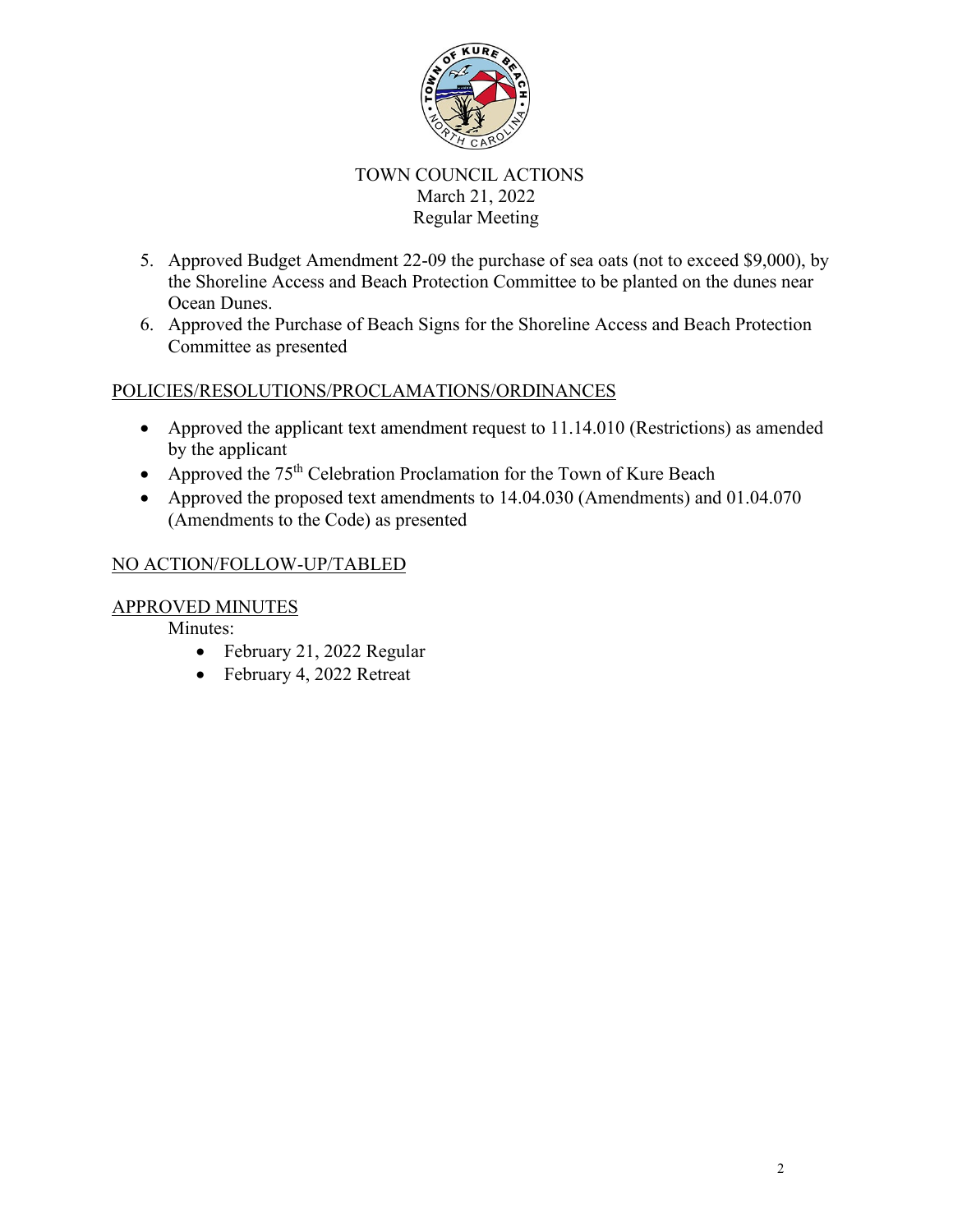TOWN COUNCIL ACTIONS
March 21, 2022
Regular Meeting

5. Approved Budget Amendment 22-09 the purchase of sea oats (not to exceed $9,000), by the Shoreline Access and Beach Protection Committee to be planted on the dunes near Ocean Dunes.
6. Approved the Purchase of Beach Signs for the Shoreline Access and Beach Protection Committee as presented

<u>POLICIES/RESOLUTIONS/PROCLAMATIONS/ORDINANCES</u>

- Approved the applicant text amendment request to 11.14.010 (Restrictions) as amended by the applicant
- Approved the 75th Celebration Proclamation for the Town of Kure Beach
- Approved the proposed text amendments to 14.04.030 (Amendments) and 01.04.070 (Amendments to the Code) as presented

<u>NO ACTION/FOLLOW-UP/TABLED</u>

<u>APPROVED MINUTES</u>

Minutes:

- February 21, 2022 Regular
- February 4, 2022 Retreat